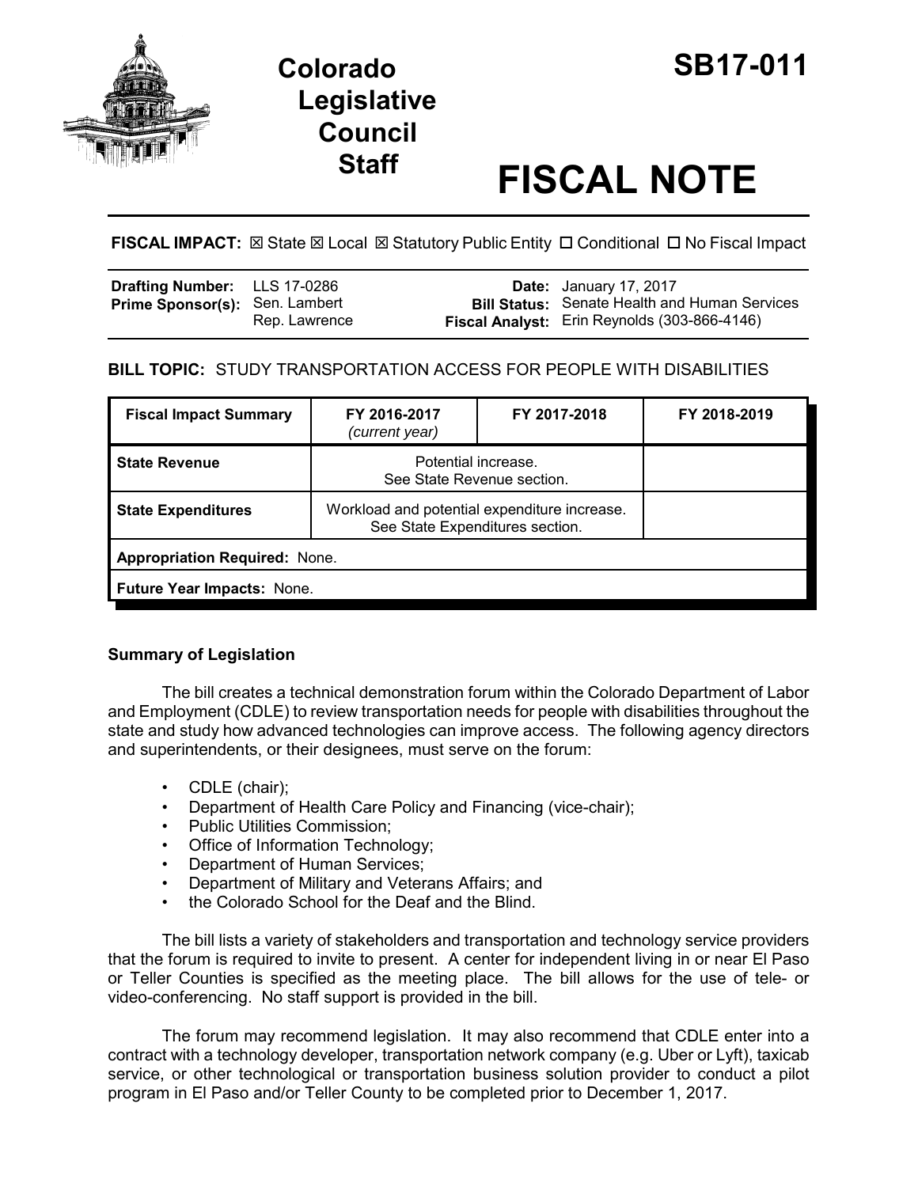# Colorado Legislative Council Staff

# SB17-011

# FISCAL NOTE

**FISCAL IMPACT:** ☒ State ☒ Local ☒ Statutory Public Entity ☐ Conditional ☐ No Fiscal Impact

| | | | |
|---|---|---|---|
| **Drafting Number:** | LLS 17-0286 | **Date:** | January 17, 2017 |
| **Prime Sponsor(s):** | Sen. Lambert<br>Rep. Lawrence | **Bill Status:** | Senate Health and Human Services |
| | | **Fiscal Analyst:** | Erin Reynolds (303-866-4146) |

**BILL TOPIC:** STUDY TRANSPORTATION ACCESS FOR PEOPLE WITH DISABILITIES

| Fiscal Impact Summary | FY 2016-2017 *(current year)* | FY 2017-2018 | FY 2018-2019 |
|---|---|---|---|
| **State Revenue** | Potential increase. See State Revenue section. | | |
| **State Expenditures** | Workload and potential expenditure increase. See State Expenditures section. | | |
| **Appropriation Required:** None. | | | |
| **Future Year Impacts:** None. | | | |

## Summary of Legislation

The bill creates a technical demonstration forum within the Colorado Department of Labor and Employment (CDLE) to review transportation needs for people with disabilities throughout the state and study how advanced technologies can improve access. The following agency directors and superintendents, or their designees, must serve on the forum:

- CDLE (chair);
- Department of Health Care Policy and Financing (vice-chair);
- Public Utilities Commission;
- Office of Information Technology;
- Department of Human Services;
- Department of Military and Veterans Affairs; and
- the Colorado School for the Deaf and the Blind.

The bill lists a variety of stakeholders and transportation and technology service providers that the forum is required to invite to present. A center for independent living in or near El Paso or Teller Counties is specified as the meeting place. The bill allows for the use of tele- or video-conferencing. No staff support is provided in the bill.

The forum may recommend legislation. It may also recommend that CDLE enter into a contract with a technology developer, transportation network company (e.g. Uber or Lyft), taxicab service, or other technological or transportation business solution provider to conduct a pilot program in El Paso and/or Teller County to be completed prior to December 1, 2017.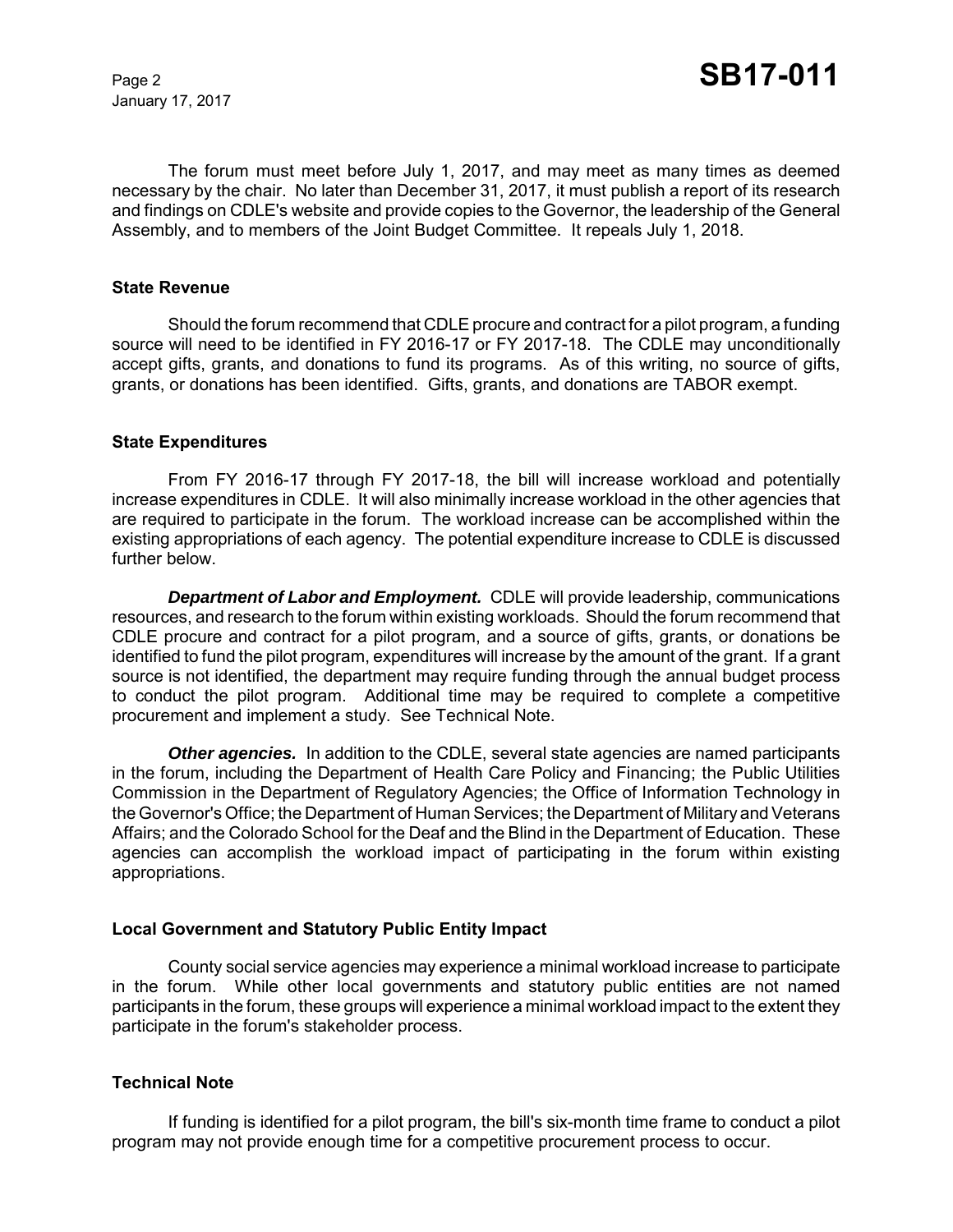The forum must meet before July 1, 2017, and may meet as many times as deemed necessary by the chair. No later than December 31, 2017, it must publish a report of its research and findings on CDLE's website and provide copies to the Governor, the leadership of the General Assembly, and to members of the Joint Budget Committee. It repeals July 1, 2018.

## State Revenue

Should the forum recommend that CDLE procure and contract for a pilot program, a funding source will need to be identified in FY 2016-17 or FY 2017-18. The CDLE may unconditionally accept gifts, grants, and donations to fund its programs. As of this writing, no source of gifts, grants, or donations has been identified. Gifts, grants, and donations are TABOR exempt.

## State Expenditures

From FY 2016-17 through FY 2017-18, the bill will increase workload and potentially increase expenditures in CDLE. It will also minimally increase workload in the other agencies that are required to participate in the forum. The workload increase can be accomplished within the existing appropriations of each agency. The potential expenditure increase to CDLE is discussed further below.

***Department of Labor and Employment.*** CDLE will provide leadership, communications resources, and research to the forum within existing workloads. Should the forum recommend that CDLE procure and contract for a pilot program, and a source of gifts, grants, or donations be identified to fund the pilot program, expenditures will increase by the amount of the grant. If a grant source is not identified, the department may require funding through the annual budget process to conduct the pilot program. Additional time may be required to complete a competitive procurement and implement a study. See Technical Note.

***Other agencies.*** In addition to the CDLE, several state agencies are named participants in the forum, including the Department of Health Care Policy and Financing; the Public Utilities Commission in the Department of Regulatory Agencies; the Office of Information Technology in the Governor's Office; the Department of Human Services; the Department of Military and Veterans Affairs; and the Colorado School for the Deaf and the Blind in the Department of Education. These agencies can accomplish the workload impact of participating in the forum within existing appropriations.

## Local Government and Statutory Public Entity Impact

County social service agencies may experience a minimal workload increase to participate in the forum. While other local governments and statutory public entities are not named participants in the forum, these groups will experience a minimal workload impact to the extent they participate in the forum's stakeholder process.

## Technical Note

If funding is identified for a pilot program, the bill's six-month time frame to conduct a pilot program may not provide enough time for a competitive procurement process to occur.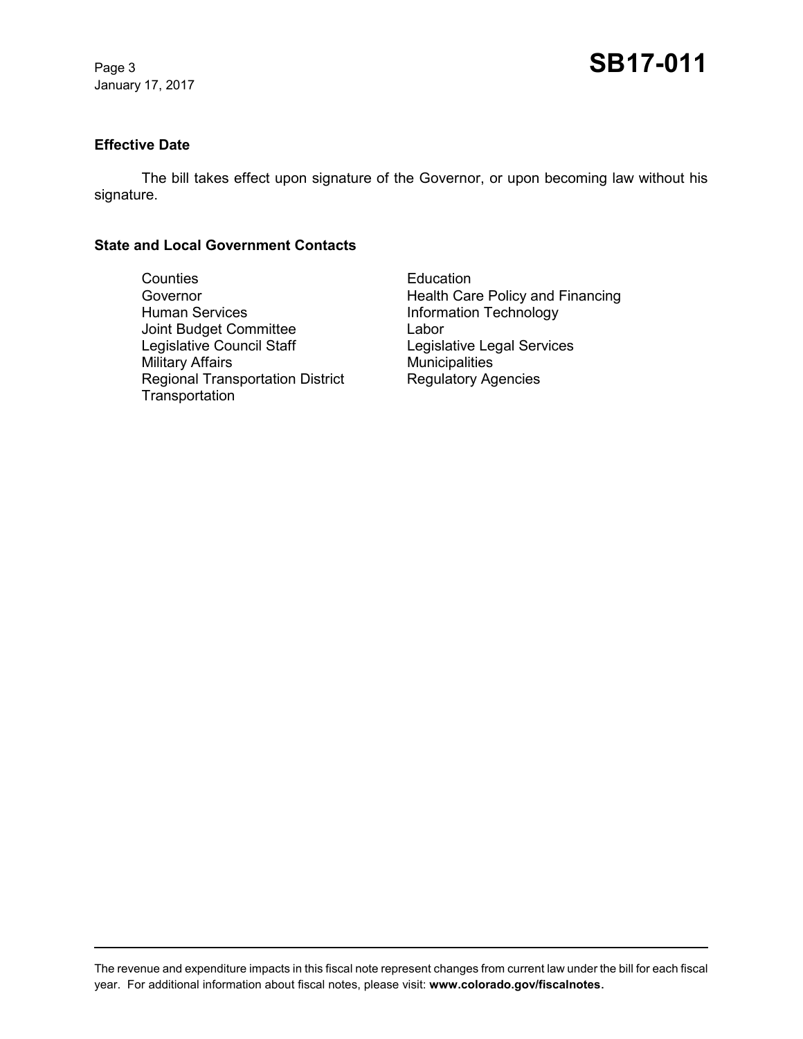## Effective Date

The bill takes effect upon signature of the Governor, or upon becoming law without his signature.

## State and Local Government Contacts

Counties
Education
Governor
Health Care Policy and Financing
Human Services
Information Technology
Joint Budget Committee
Labor
Legislative Council Staff
Legislative Legal Services
Military Affairs
Municipalities
Regional Transportation District
Regulatory Agencies
Transportation

The revenue and expenditure impacts in this fiscal note represent changes from current law under the bill for each fiscal year. For additional information about fiscal notes, please visit: **www.colorado.gov/fiscalnotes.**